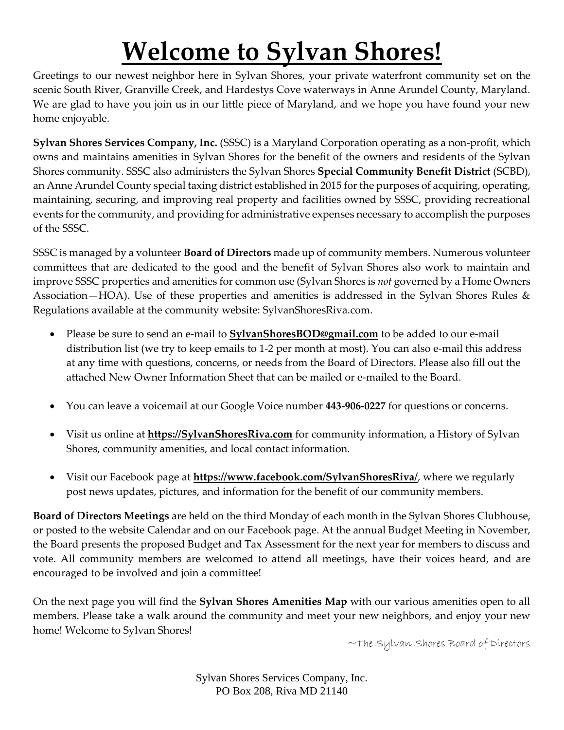# Welcome to Sylvan Shores!

Greetings to our newest neighbor here in Sylvan Shores, your private waterfront community set on the scenic South River, Granville Creek, and Hardestys Cove waterways in Anne Arundel County, Maryland. We are glad to have you join us in our little piece of Maryland, and we hope you have found your new home enjoyable.

**Sylvan Shores Services Company, Inc.** (SSSC) is a Maryland Corporation operating as a non-profit, which owns and maintains amenities in Sylvan Shores for the benefit of the owners and residents of the Sylvan Shores community. SSSC also administers the Sylvan Shores **Special Community Benefit District** (SCBD), an Anne Arundel County special taxing district established in 2015 for the purposes of acquiring, operating, maintaining, securing, and improving real property and facilities owned by SSSC, providing recreational events for the community, and providing for administrative expenses necessary to accomplish the purposes of the SSSC.

SSSC is managed by a volunteer **Board of Directors** made up of community members. Numerous volunteer committees that are dedicated to the good and the benefit of Sylvan Shores also work to maintain and improve SSSC properties and amenities for common use (Sylvan Shores is *not* governed by a Home Owners Association—HOA). Use of these properties and amenities is addressed in the Sylvan Shores Rules & Regulations available at the community website: SylvanShoresRiva.com.

- Please be sure to send an e-mail to **SylvanShoresBOD@gmail.com** to be added to our e-mail distribution list (we try to keep emails to 1-2 per month at most). You can also e-mail this address at any time with questions, concerns, or needs from the Board of Directors. Please also fill out the attached New Owner Information Sheet that can be mailed or e-mailed to the Board.
- You can leave a voicemail at our Google Voice number **443-906-0227** for questions or concerns.
- Visit us online at **https://SylvanShoresRiva.com** for community information, a History of Sylvan Shores, community amenities, and local contact information.
- Visit our Facebook page at **https://www.facebook.com/SylvanShoresRiva/**, where we regularly post news updates, pictures, and information for the benefit of our community members.

**Board of Directors Meetings** are held on the third Monday of each month in the Sylvan Shores Clubhouse, or posted to the website Calendar and on our Facebook page. At the annual Budget Meeting in November, the Board presents the proposed Budget and Tax Assessment for the next year for members to discuss and vote. All community members are welcomed to attend all meetings, have their voices heard, and are encouraged to be involved and join a committee!

On the next page you will find the **Sylvan Shores Amenities Map** with our various amenities open to all members. Please take a walk around the community and meet your new neighbors, and enjoy your new home! Welcome to Sylvan Shores!

~The Sylvan Shores Board of Directors

Sylvan Shores Services Company, Inc.
PO Box 208, Riva MD 21140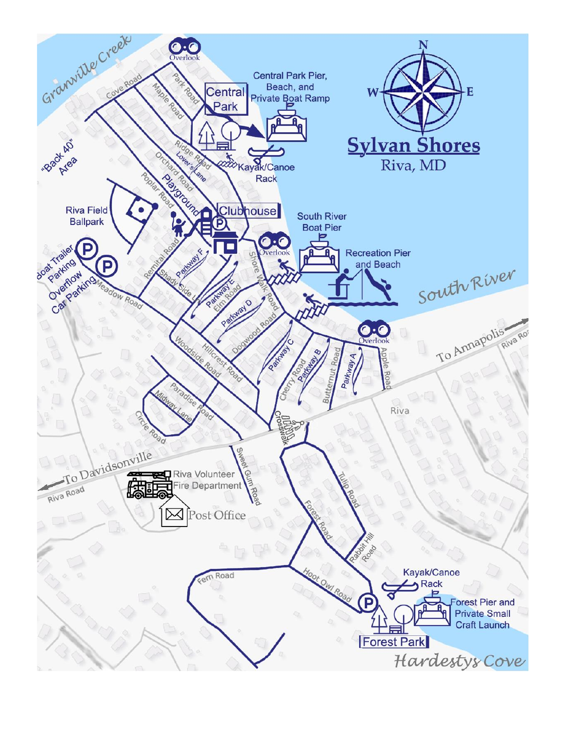# Sylvan Shores

Riva, MD

N
E
W

Granville Creek

Overlook

Central Park

Central Park Pier, Beach, and Private Boat Ramp

Kayak/Canoe Rack

"Back 40" Area

Riva Field Ballpark

Playground

Clubhouse

South River Boat Pier

Overlook

Recreation Pier and Beach

South River

Boat Trailer Parking

Overflow Car Parking

Overlook

To Annapolis

Riva Road

Riva

Crosswalk

To Davidsonville

Riva Road

Riva Volunteer Fire Department

Post Office

Kayak/Canoe Rack

Forest Pier and Private Small Craft Launch

Forest Park

Hardestys Cove

Cove Road
Park Road
Maple Road
Ridge Road
Lover's Lane
Orchard Road
Poplar Road
Remital Road
Shady Side Ln
Parkway F
Parkway E
Elm Road
Parkway D
Shore Walk Road
Dogwood Road
Meadow Road
Woodside Road
Hillcrest Road
Parkway C
Cherry Road
Parkway B
Butternut Road
Parkway A
Apple Road
Paradise Road
Midway Lane
Circle Road
Sweet Gum Road
Tulip Road
Forest Road
Rabbit Hill Road
Hoot Owl Road
Fern Road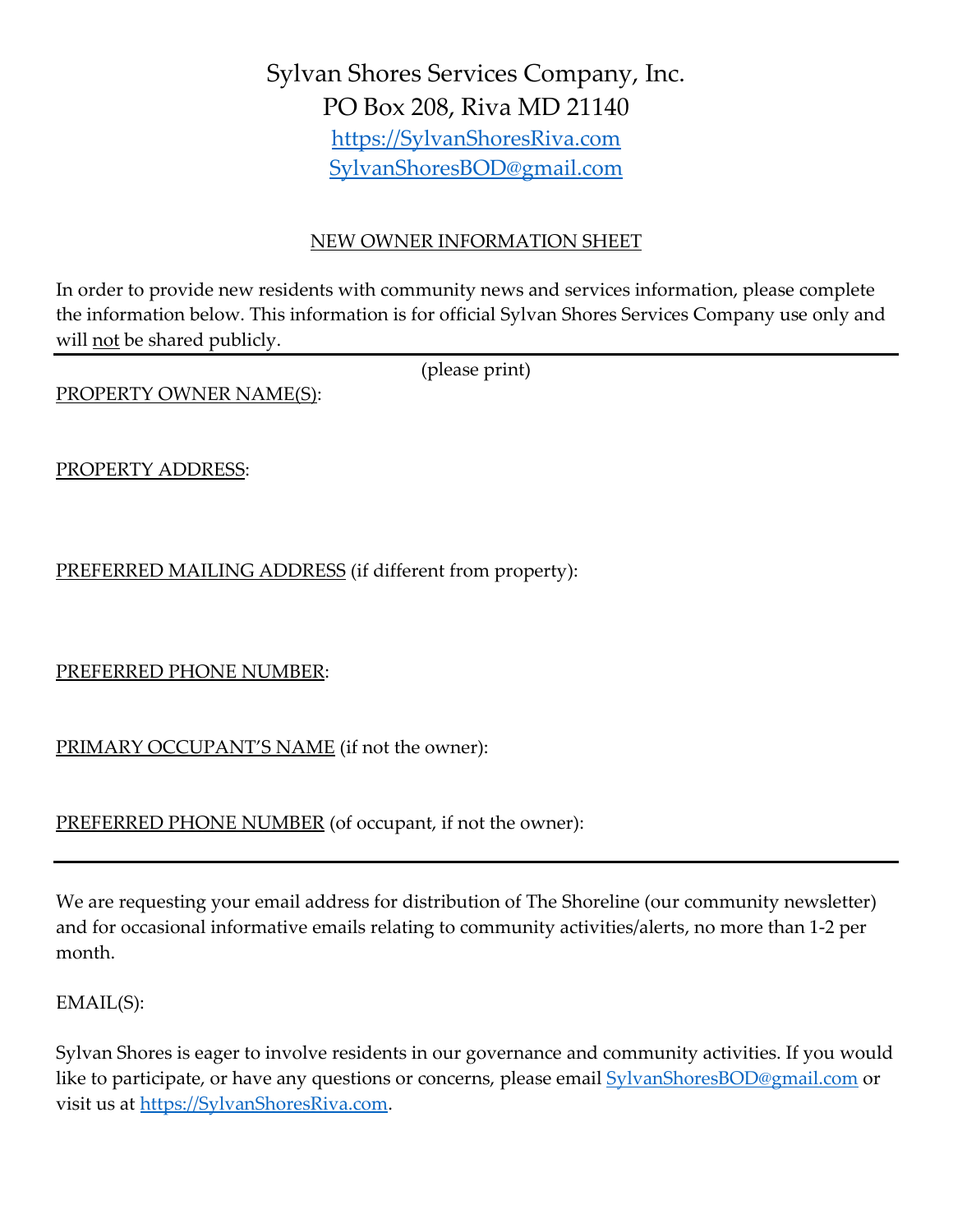# Sylvan Shores Services Company, Inc.

PO Box 208, Riva MD 21140

[https://SylvanShoresRiva.com](https://SylvanShoresRiva.com)

[SylvanShoresBOD@gmail.com](mailto:SylvanShoresBOD@gmail.com)

## NEW OWNER INFORMATION SHEET

In order to provide new residents with community news and services information, please complete the information below. This information is for official Sylvan Shores Services Company use only and will not be shared publicly.

---

(please print)

PROPERTY OWNER NAME(S):

PROPERTY ADDRESS:

PREFERRED MAILING ADDRESS (if different from property):

PREFERRED PHONE NUMBER:

PRIMARY OCCUPANT'S NAME (if not the owner):

PREFERRED PHONE NUMBER (of occupant, if not the owner):

---

We are requesting your email address for distribution of The Shoreline (our community newsletter) and for occasional informative emails relating to community activities/alerts, no more than 1-2 per month.

EMAIL(S):

Sylvan Shores is eager to involve residents in our governance and community activities. If you would like to participate, or have any questions or concerns, please email [SylvanShoresBOD@gmail.com](mailto:SylvanShoresBOD@gmail.com) or visit us at [https://SylvanShoresRiva.com](https://SylvanShoresRiva.com).